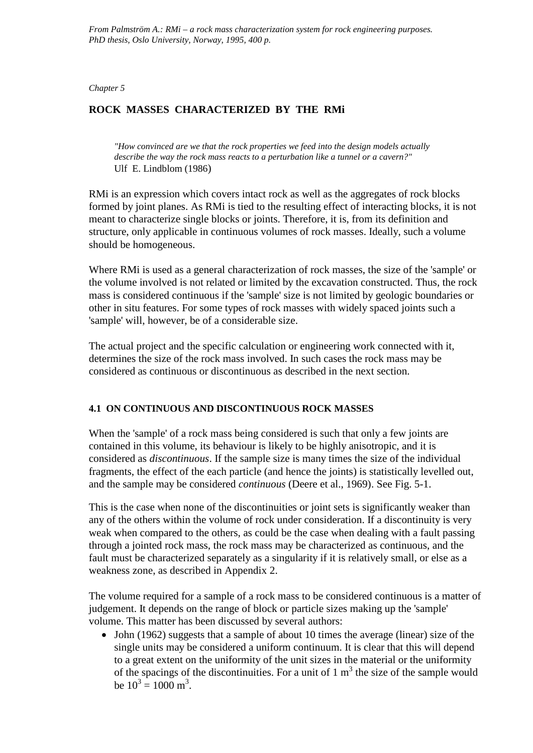*From Palmström A.: RMi – a rock mass characterization system for rock engineering purposes. PhD thesis, Oslo University, Norway, 1995, 400 p.*

*Chapter 5*

## ROCK MASSES CHARACTERIZED BY THE RMi

> *"How convinced are we that the rock properties we feed into the design models actually describe the way the rock mass reacts to a perturbation like a tunnel or a cavern?"*
> Ulf E. Lindblom (1986)

RMi is an expression which covers intact rock as well as the aggregates of rock blocks formed by joint planes. As RMi is tied to the resulting effect of interacting blocks, it is not meant to characterize single blocks or joints. Therefore, it is, from its definition and structure, only applicable in continuous volumes of rock masses. Ideally, such a volume should be homogeneous.

Where RMi is used as a general characterization of rock masses, the size of the 'sample' or the volume involved is not related or limited by the excavation constructed. Thus, the rock mass is considered continuous if the 'sample' size is not limited by geologic boundaries or other in situ features. For some types of rock masses with widely spaced joints such a 'sample' will, however, be of a considerable size.

The actual project and the specific calculation or engineering work connected with it, determines the size of the rock mass involved. In such cases the rock mass may be considered as continuous or discontinuous as described in the next section.

### 4.1 ON CONTINUOUS AND DISCONTINUOUS ROCK MASSES

When the 'sample' of a rock mass being considered is such that only a few joints are contained in this volume, its behaviour is likely to be highly anisotropic, and it is considered as *discontinuous*. If the sample size is many times the size of the individual fragments, the effect of the each particle (and hence the joints) is statistically levelled out, and the sample may be considered *continuous* (Deere et al., 1969). See Fig. 5-1.

This is the case when none of the discontinuities or joint sets is significantly weaker than any of the others within the volume of rock under consideration. If a discontinuity is very weak when compared to the others, as could be the case when dealing with a fault passing through a jointed rock mass, the rock mass may be characterized as continuous, and the fault must be characterized separately as a singularity if it is relatively small, or else as a weakness zone, as described in Appendix 2.

The volume required for a sample of a rock mass to be considered continuous is a matter of judgement. It depends on the range of block or particle sizes making up the 'sample' volume. This matter has been discussed by several authors:

- John (1962) suggests that a sample of about 10 times the average (linear) size of the single units may be considered a uniform continuum. It is clear that this will depend to a great extent on the uniformity of the unit sizes in the material or the uniformity of the spacings of the discontinuities. For a unit of 1 $m^3$ the size of the sample would be $10^3 = 1000$ $m^3$.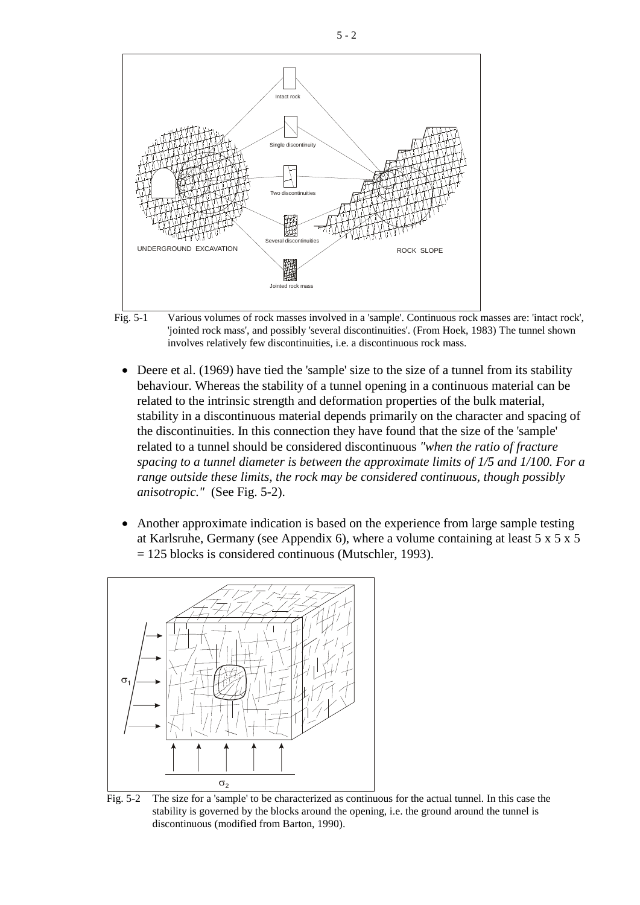Fig. 5-1 Various volumes of rock masses involved in a 'sample'. Continuous rock masses are: 'intact rock', 'jointed rock mass', and possibly 'several discontinuities'. (From Hoek, 1983) The tunnel shown involves relatively few discontinuities, i.e. a discontinuous rock mass.

- Deere et al. (1969) have tied the 'sample' size to the size of a tunnel from its stability behaviour. Whereas the stability of a tunnel opening in a continuous material can be related to the intrinsic strength and deformation properties of the bulk material, stability in a discontinuous material depends primarily on the character and spacing of the discontinuities. In this connection they have found that the size of the 'sample' related to a tunnel should be considered discontinuous *"when the ratio of fracture spacing to a tunnel diameter is between the approximate limits of 1/5 and 1/100. For a range outside these limits, the rock may be considered continuous, though possibly anisotropic."* (See Fig. 5-2).

- Another approximate indication is based on the experience from large sample testing at Karlsruhe, Germany (see Appendix 6), where a volume containing at least 5 x 5 x 5 = 125 blocks is considered continuous (Mutschler, 1993).

Fig. 5-2 The size for a 'sample' to be characterized as continuous for the actual tunnel. In this case the stability is governed by the blocks around the opening, i.e. the ground around the tunnel is discontinuous (modified from Barton, 1990).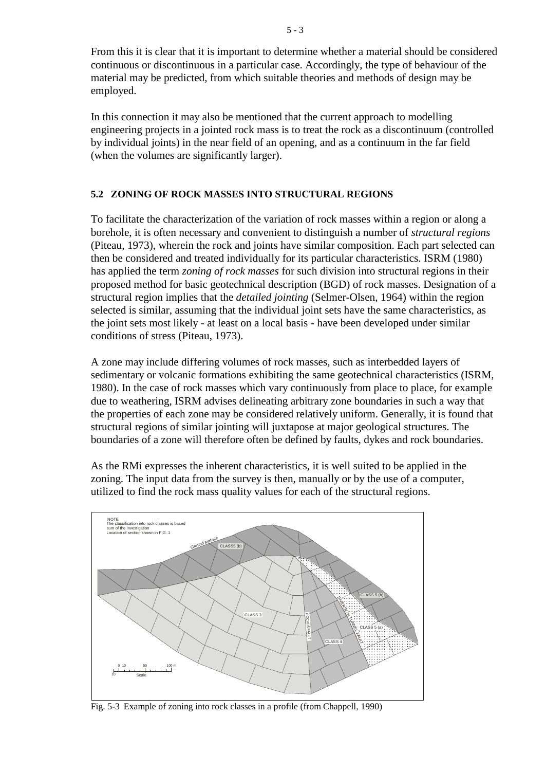From this it is clear that it is important to determine whether a material should be considered continuous or discontinuous in a particular case. Accordingly, the type of behaviour of the material may be predicted, from which suitable theories and methods of design may be employed.

In this connection it may also be mentioned that the current approach to modelling engineering projects in a jointed rock mass is to treat the rock as a discontinuum (controlled by individual joints) in the near field of an opening, and as a continuum in the far field (when the volumes are significantly larger).

## 5.2 ZONING OF ROCK MASSES INTO STRUCTURAL REGIONS

To facilitate the characterization of the variation of rock masses within a region or along a borehole, it is often necessary and convenient to distinguish a number of *structural regions* (Piteau, 1973), wherein the rock and joints have similar composition. Each part selected can then be considered and treated individually for its particular characteristics. ISRM (1980) has applied the term *zoning of rock masses* for such division into structural regions in their proposed method for basic geotechnical description (BGD) of rock masses. Designation of a structural region implies that the *detailed jointing* (Selmer-Olsen, 1964) within the region selected is similar, assuming that the individual joint sets have the same characteristics, as the joint sets most likely - at least on a local basis - have been developed under similar conditions of stress (Piteau, 1973).

A zone may include differing volumes of rock masses, such as interbedded layers of sedimentary or volcanic formations exhibiting the same geotechnical characteristics (ISRM, 1980). In the case of rock masses which vary continuously from place to place, for example due to weathering, ISRM advises delineating arbitrary zone boundaries in such a way that the properties of each zone may be considered relatively uniform. Generally, it is found that structural regions of similar jointing will juxtapose at major geological structures. The boundaries of a zone will therefore often be defined by faults, dykes and rock boundaries.

As the RMi expresses the inherent characteristics, it is well suited to be applied in the zoning. The input data from the survey is then, manually or by the use of a computer, utilized to find the rock mass quality values for each of the structural regions.

Fig. 5-3 Example of zoning into rock classes in a profile (from Chappell, 1990)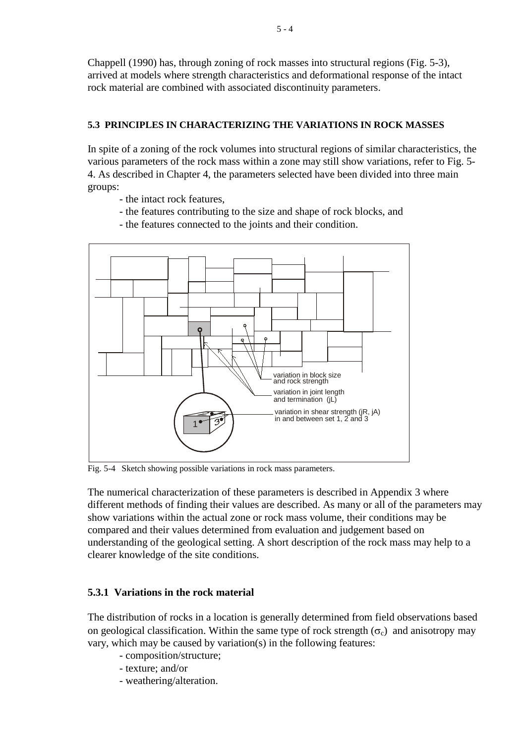Chappell (1990) has, through zoning of rock masses into structural regions (Fig. 5-3), arrived at models where strength characteristics and deformational response of the intact rock material are combined with associated discontinuity parameters.

### 5.3 PRINCIPLES IN CHARACTERIZING THE VARIATIONS IN ROCK MASSES

In spite of a zoning of the rock volumes into structural regions of similar characteristics, the various parameters of the rock mass within a zone may still show variations, refer to Fig. 5-4. As described in Chapter 4, the parameters selected have been divided into three main groups:

- the intact rock features,
- the features contributing to the size and shape of rock blocks, and
- the features connected to the joints and their condition.

variation in block size and rock strength

variation in joint length and termination (jL)

variation in shear strength (jR, jA) in and between set 1, 2 and 3

Fig. 5-4 Sketch showing possible variations in rock mass parameters.

The numerical characterization of these parameters is described in Appendix 3 where different methods of finding their values are described. As many or all of the parameters may show variations within the actual zone or rock mass volume, their conditions may be compared and their values determined from evaluation and judgement based on understanding of the geological setting. A short description of the rock mass may help to a clearer knowledge of the site conditions.

#### 5.3.1 Variations in the rock material

The distribution of rocks in a location is generally determined from field observations based on geological classification. Within the same type of rock strength ($\sigma_c$) and anisotropy may vary, which may be caused by variation(s) in the following features:

- composition/structure;
- texture; and/or
- weathering/alteration.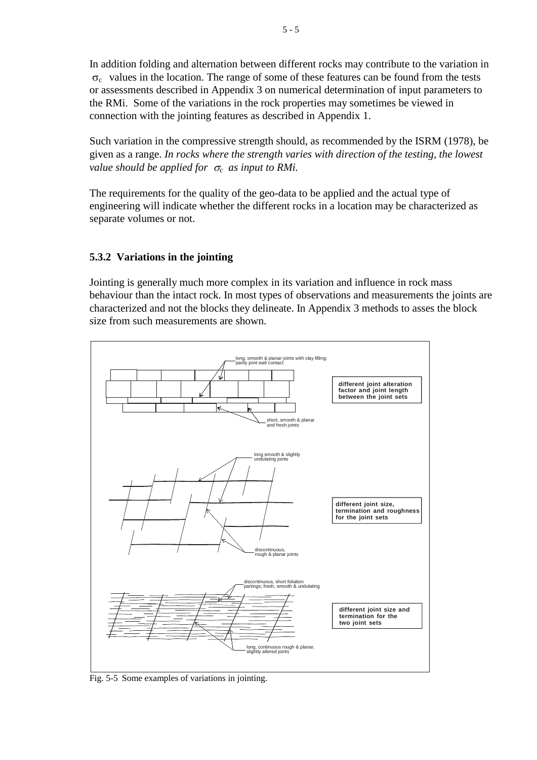In addition folding and alternation between different rocks may contribute to the variation in $\sigma_c$ values in the location. The range of some of these features can be found from the tests or assessments described in Appendix 3 on numerical determination of input parameters to the RMi. Some of the variations in the rock properties may sometimes be viewed in connection with the jointing features as described in Appendix 1.

Such variation in the compressive strength should, as recommended by the ISRM (1978), be given as a range. *In rocks where the strength varies with direction of the testing, the lowest value should be applied for $\sigma_c$ as input to RMi.*

The requirements for the quality of the geo-data to be applied and the actual type of engineering will indicate whether the different rocks in a location may be characterized as separate volumes or not.

### 5.3.2 Variations in the jointing

Jointing is generally much more complex in its variation and influence in rock mass behaviour than the intact rock. In most types of observations and measurements the joints are characterized and not the blocks they delineate. In Appendix 3 methods to asses the block size from such measurements are shown.

Fig. 5-5 Some examples of variations in jointing.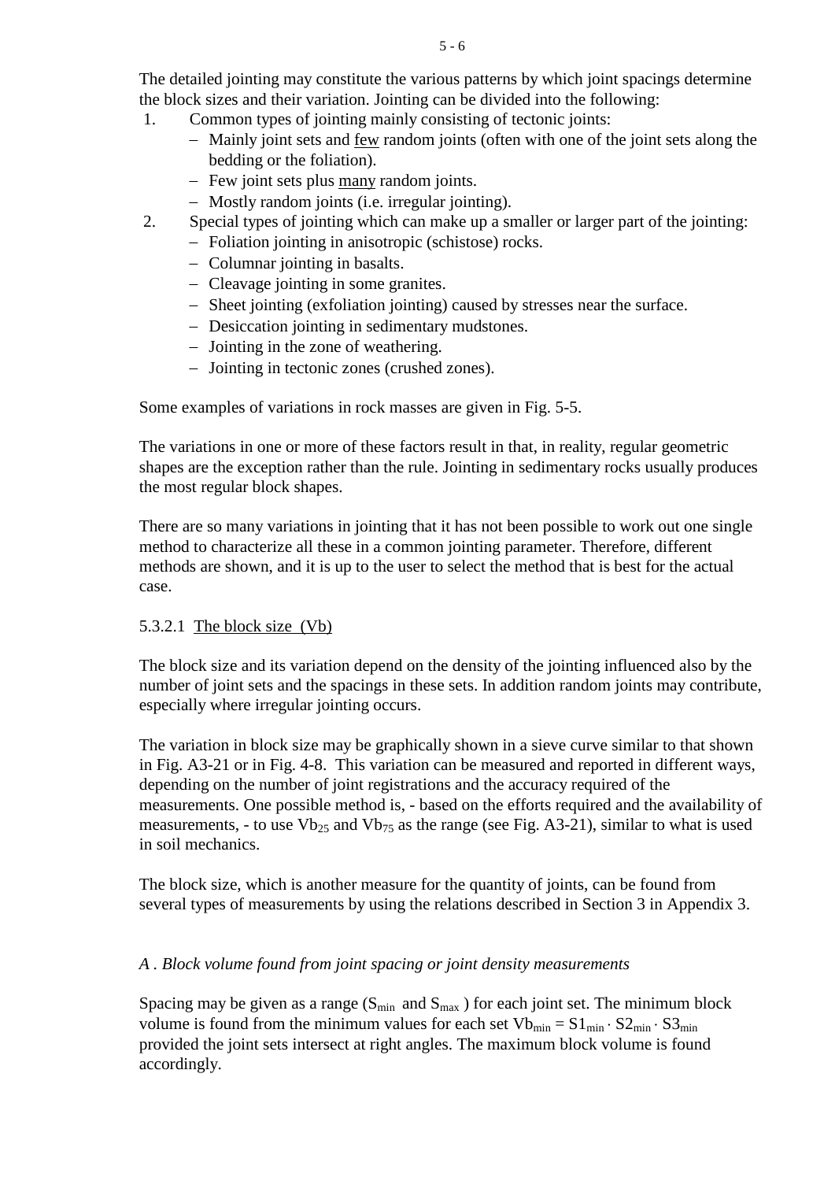The detailed jointing may constitute the various patterns by which joint spacings determine the block sizes and their variation. Jointing can be divided into the following:

1. Common types of jointing mainly consisting of tectonic joints:
   - Mainly joint sets and <u>few</u> random joints (often with one of the joint sets along the bedding or the foliation).
   - Few joint sets plus <u>many</u> random joints.
   - Mostly random joints (i.e. irregular jointing).
2. Special types of jointing which can make up a smaller or larger part of the jointing:
   - Foliation jointing in anisotropic (schistose) rocks.
   - Columnar jointing in basalts.
   - Cleavage jointing in some granites.
   - Sheet jointing (exfoliation jointing) caused by stresses near the surface.
   - Desiccation jointing in sedimentary mudstones.
   - Jointing in the zone of weathering.
   - Jointing in tectonic zones (crushed zones).

Some examples of variations in rock masses are given in Fig. 5-5.

The variations in one or more of these factors result in that, in reality, regular geometric shapes are the exception rather than the rule. Jointing in sedimentary rocks usually produces the most regular block shapes.

There are so many variations in jointing that it has not been possible to work out one single method to characterize all these in a common jointing parameter. Therefore, different methods are shown, and it is up to the user to select the method that is best for the actual case.

#### 5.3.2.1 <u>The block size (Vb)</u>

The block size and its variation depend on the density of the jointing influenced also by the number of joint sets and the spacings in these sets. In addition random joints may contribute, especially where irregular jointing occurs.

The variation in block size may be graphically shown in a sieve curve similar to that shown in Fig. A3-21 or in Fig. 4-8. This variation can be measured and reported in different ways, depending on the number of joint registrations and the accuracy required of the measurements. One possible method is, - based on the efforts required and the availability of measurements, - to use $Vb_{25}$ and $Vb_{75}$ as the range (see Fig. A3-21), similar to what is used in soil mechanics.

The block size, which is another measure for the quantity of joints, can be found from several types of measurements by using the relations described in Section 3 in Appendix 3.

*A . Block volume found from joint spacing or joint density measurements*

Spacing may be given as a range ($S_{min}$ and $S_{max}$ ) for each joint set. The minimum block volume is found from the minimum values for each set $Vb_{min} = S1_{min} \cdot S2_{min} \cdot S3_{min}$ provided the joint sets intersect at right angles. The maximum block volume is found accordingly.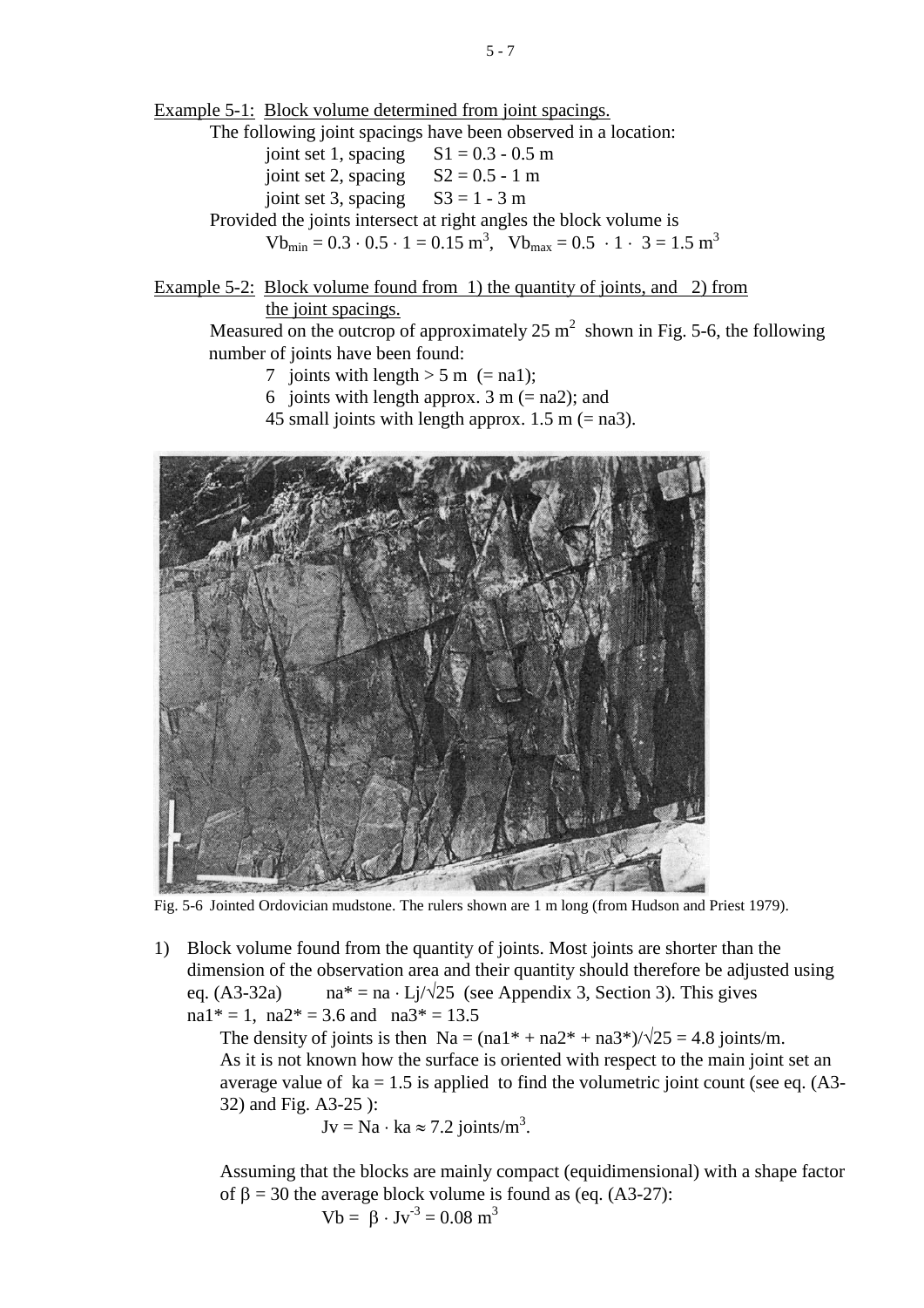Example 5-1: Block volume determined from joint spacings.

The following joint spacings have been observed in a location:

joint set 1, spacing $S1 = 0.3 - 0.5$ m
joint set 2, spacing $S2 = 0.5 - 1$ m
joint set 3, spacing $S3 = 1 - 3$ m

Provided the joints intersect at right angles the block volume is

$Vb_{min} = 0.3 \cdot 0.5 \cdot 1 = 0.15\ m^3$, $Vb_{max} = 0.5 \cdot 1 \cdot 3 = 1.5\ m^3$

Example 5-2: Block volume found from 1) the quantity of joints, and 2) from the joint spacings.

Measured on the outcrop of approximately 25 $m^2$ shown in Fig. 5-6, the following number of joints have been found:

7 joints with length > 5 m (= na1);
6 joints with length approx. 3 m (= na2); and
45 small joints with length approx. 1.5 m (= na3).

Fig. 5-6 Jointed Ordovician mudstone. The rulers shown are 1 m long (from Hudson and Priest 1979).

1) Block volume found from the quantity of joints. Most joints are shorter than the dimension of the observation area and their quantity should therefore be adjusted using eq. (A3-32a) $na^* = na \cdot Lj/\sqrt{25}$ (see Appendix 3, Section 3). This gives $na1^* = 1$, $na2^* = 3.6$ and $na3^* = 13.5$

   The density of joints is then $Na = (na1^* + na2^* + na3^*)/\sqrt{25} = 4.8$ joints/m.
   As it is not known how the surface is oriented with respect to the main joint set an average value of $ka = 1.5$ is applied to find the volumetric joint count (see eq. (A3-32) and Fig. A3-25 ):

   $$Jv = Na \cdot ka \approx 7.2 \text{ joints/m}^3.$$

   Assuming that the blocks are mainly compact (equidimensional) with a shape factor of $\beta = 30$ the average block volume is found as (eq. (A3-27):

   $$Vb = \beta \cdot Jv^{-3} = 0.08\ m^3$$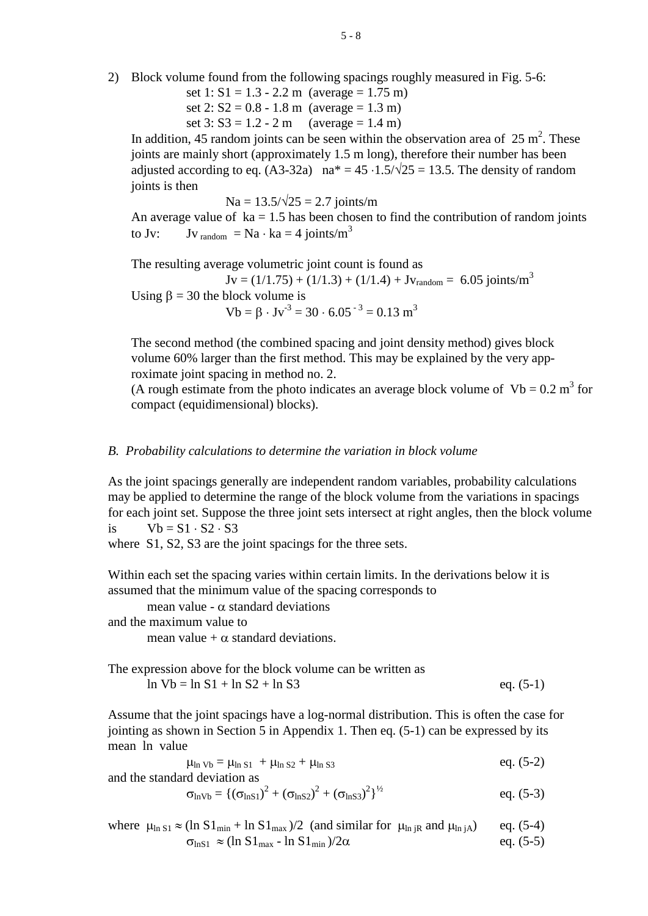2) Block volume found from the following spacings roughly measured in Fig. 5-6:

   set 1: $S1 = 1.3 - 2.2$ m (average = 1.75 m)

   set 2: $S2 = 0.8 - 1.8$ m (average = 1.3 m)

   set 3: $S3 = 1.2 - 2$ m (average = 1.4 m)

   In addition, 45 random joints can be seen within the observation area of 25 $m^2$. These joints are mainly short (approximately 1.5 m long), therefore their number has been adjusted according to eq. (A3-32a) $na^* = 45 \cdot 1.5/\sqrt{25} = 13.5$. The density of random joints is then

   $$Na = 13.5/\sqrt{25} = 2.7 \text{ joints/m}$$

   An average value of $ka = 1.5$ has been chosen to find the contribution of random joints to Jv: $Jv_{random} = Na \cdot ka = 4$ joints/$m^3$

   The resulting average volumetric joint count is found as

   $$Jv = (1/1.75) + (1/1.3) + (1/1.4) + Jv_{random} = 6.05 \text{ joints/m}^3$$

   Using $\beta = 30$ the block volume is

   $$Vb = \beta \cdot Jv^{-3} = 30 \cdot 6.05^{-3} = 0.13 \text{ m}^3$$

   The second method (the combined spacing and joint density method) gives block volume 60% larger than the first method. This may be explained by the very approximate joint spacing in method no. 2.

   (A rough estimate from the photo indicates an average block volume of $Vb = 0.2$ $m^3$ for compact (equidimensional) blocks).

*B. Probability calculations to determine the variation in block volume*

As the joint spacings generally are independent random variables, probability calculations may be applied to determine the range of the block volume from the variations in spacings for each joint set. Suppose the three joint sets intersect at right angles, then the block volume is $Vb = S1 \cdot S2 \cdot S3$

where S1, S2, S3 are the joint spacings for the three sets.

Within each set the spacing varies within certain limits. In the derivations below it is assumed that the minimum value of the spacing corresponds to

mean value - $\alpha$ standard deviations

and the maximum value to

mean value + $\alpha$ standard deviations.

The expression above for the block volume can be written as

$$\ln Vb = \ln S1 + \ln S2 + \ln S3 \qquad \text{eq. (5-1)}$$

Assume that the joint spacings have a log-normal distribution. This is often the case for jointing as shown in Section 5 in Appendix 1. Then eq. (5-1) can be expressed by its mean ln value

$$\mu_{\ln Vb} = \mu_{\ln S1} + \mu_{\ln S2} + \mu_{\ln S3} \qquad \text{eq. (5-2)}$$

and the standard deviation as

$$\sigma_{\ln Vb} = \{(\sigma_{\ln S1})^2 + (\sigma_{\ln S2})^2 + (\sigma_{\ln S3})^2\}^{1/2} \qquad \text{eq. (5-3)}$$

where $\mu_{\ln S1} \approx (\ln S1_{min} + \ln S1_{max})/2$ (and similar for $\mu_{\ln jR}$ and $\mu_{\ln jA}$) eq. (5-4)

$$\sigma_{\ln S1} \approx (\ln S1_{max} - \ln S1_{min})/2\alpha \qquad \text{eq. (5-5)}$$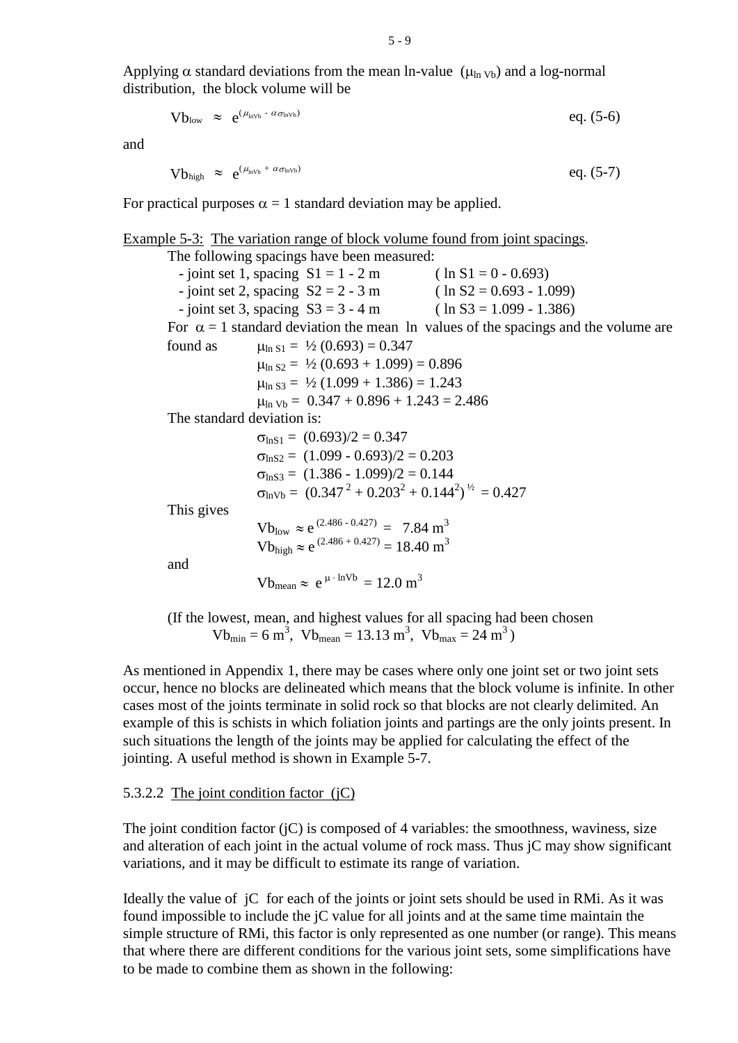Applying $\alpha$ standard deviations from the mean ln-value ($\mu_{\ln Vb}$) and a log-normal distribution, the block volume will be

$$Vb_{low} \approx e^{(\mu_{\ln Vb} - \alpha\sigma_{\ln Vb})} \qquad \text{eq. (5-6)}$$

and

$$Vb_{high} \approx e^{(\mu_{\ln Vb} + \alpha\sigma_{\ln Vb})} \qquad \text{eq. (5-7)}$$

For practical purposes $\alpha = 1$ standard deviation may be applied.

Example 5-3: The variation range of block volume found from joint spacings.

The following spacings have been measured:

- joint set 1, spacing $S1 = 1 - 2$ m ( $\ln S1 = 0 - 0.693$)
- joint set 2, spacing $S2 = 2 - 3$ m ( $\ln S2 = 0.693 - 1.099$)
- joint set 3, spacing $S3 = 3 - 4$ m ( $\ln S3 = 1.099 - 1.386$)

For $\alpha = 1$ standard deviation the mean ln values of the spacings and the volume are found as

$$\mu_{\ln S1} = ½ (0.693) = 0.347$$
$$\mu_{\ln S2} = ½ (0.693 + 1.099) = 0.896$$
$$\mu_{\ln S3} = ½ (1.099 + 1.386) = 1.243$$
$$\mu_{\ln Vb} = 0.347 + 0.896 + 1.243 = 2.486$$

The standard deviation is:

$$\sigma_{\ln S1} = (0.693)/2 = 0.347$$
$$\sigma_{\ln S2} = (1.099 - 0.693)/2 = 0.203$$
$$\sigma_{\ln S3} = (1.386 - 1.099)/2 = 0.144$$
$$\sigma_{\ln Vb} = (0.347^2 + 0.203^2 + 0.144^2)^{½} = 0.427$$

This gives

$$Vb_{low} \approx e^{(2.486 - 0.427)} = 7.84 \text{ m}^3$$
$$Vb_{high} \approx e^{(2.486 + 0.427)} = 18.40 \text{ m}^3$$

and

$$Vb_{mean} \approx e^{\mu \cdot \ln Vb} = 12.0 \text{ m}^3$$

(If the lowest, mean, and highest values for all spacing had been chosen
$Vb_{min} = 6$ m$^3$, $Vb_{mean} = 13.13$ m$^3$, $Vb_{max} = 24$ m$^3$)

As mentioned in Appendix 1, there may be cases where only one joint set or two joint sets occur, hence no blocks are delineated which means that the block volume is infinite. In other cases most of the joints terminate in solid rock so that blocks are not clearly delimited. An example of this is schists in which foliation joints and partings are the only joints present. In such situations the length of the joints may be applied for calculating the effect of the jointing. A useful method is shown in Example 5-7.

#### 5.3.2.2 The joint condition factor (jC)

The joint condition factor (jC) is composed of 4 variables: the smoothness, waviness, size and alteration of each joint in the actual volume of rock mass. Thus jC may show significant variations, and it may be difficult to estimate its range of variation.

Ideally the value of jC for each of the joints or joint sets should be used in RMi. As it was found impossible to include the jC value for all joints and at the same time maintain the simple structure of RMi, this factor is only represented as one number (or range). This means that where there are different conditions for the various joint sets, some simplifications have to be made to combine them as shown in the following: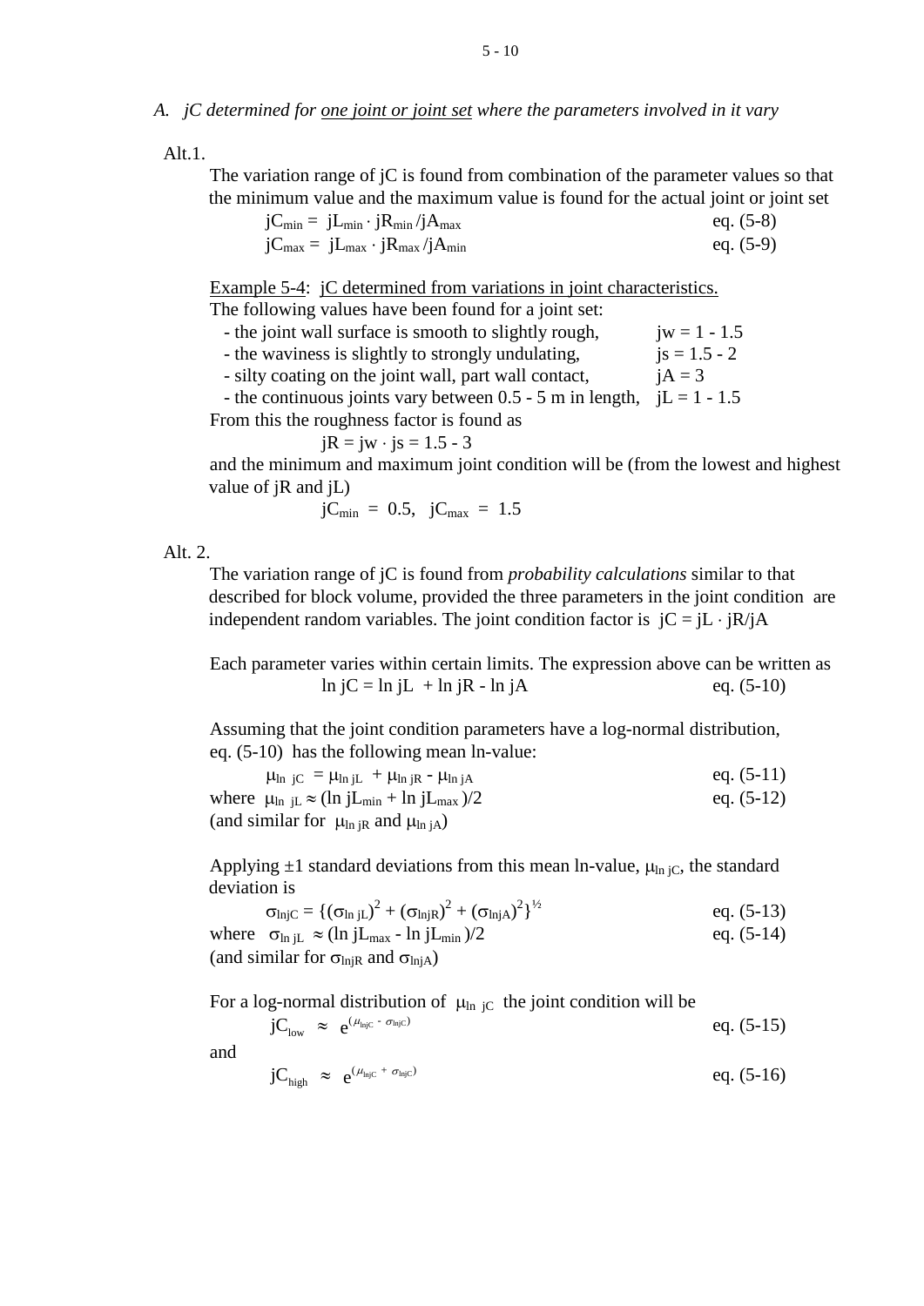*A. jC determined for <u>one joint or joint set</u> where the parameters involved in it vary*

Alt.1.

The variation range of jC is found from combination of the parameter values so that the minimum value and the maximum value is found for the actual joint or joint set

$$jC_{min} = jL_{min} \cdot jR_{min} / jA_{max} \qquad \text{eq. (5-8)}$$

$$jC_{max} = jL_{max} \cdot jR_{max} / jA_{min} \qquad \text{eq. (5-9)}$$

<u>Example 5-4</u>: <u>jC determined from variations in joint characteristics.</u>

The following values have been found for a joint set:

- the joint wall surface is smooth to slightly rough, jw = 1 - 1.5
- the waviness is slightly to strongly undulating, js = 1.5 - 2
- silty coating on the joint wall, part wall contact, jA = 3
- the continuous joints vary between 0.5 - 5 m in length, jL = 1 - 1.5

From this the roughness factor is found as

$$jR = jw \cdot js = 1.5 - 3$$

and the minimum and maximum joint condition will be (from the lowest and highest value of jR and jL)

$$jC_{min} = 0.5, \quad jC_{max} = 1.5$$

Alt. 2.

The variation range of jC is found from *probability calculations* similar to that described for block volume, provided the three parameters in the joint condition are independent random variables. The joint condition factor is $jC = jL \cdot jR/jA$

Each parameter varies within certain limits. The expression above can be written as

$$\ln jC = \ln jL + \ln jR - \ln jA \qquad \text{eq. (5-10)}$$

Assuming that the joint condition parameters have a log-normal distribution, eq. (5-10) has the following mean ln-value:

$$\mu_{\ln\ jC} = \mu_{\ln jL} + \mu_{\ln jR} - \mu_{\ln jA} \qquad \text{eq. (5-11)}$$

where $\mu_{\ln\ jL} \approx (\ln jL_{min} + \ln jL_{max})/2$ eq. (5-12)

(and similar for $\mu_{\ln jR}$ and $\mu_{\ln jA}$)

Applying ±1 standard deviations from this mean ln-value, $\mu_{\ln jC}$, the standard deviation is

$$\sigma_{\ln jC} = \{(\sigma_{\ln jL})^2 + (\sigma_{\ln jR})^2 + (\sigma_{\ln jA})^2\}^{1/2} \qquad \text{eq. (5-13)}$$

where $\sigma_{\ln jL} \approx (\ln jL_{max} - \ln jL_{min})/2$ eq. (5-14)

(and similar for $\sigma_{\ln jR}$ and $\sigma_{\ln jA}$)

For a log-normal distribution of $\mu_{\ln\ jC}$ the joint condition will be

$$jC_{low} \approx e^{(\mu_{\ln jC} - \sigma_{\ln jC})} \qquad \text{eq. (5-15)}$$

and

$$jC_{high} \approx e^{(\mu_{\ln jC} + \sigma_{\ln jC})} \qquad \text{eq. (5-16)}$$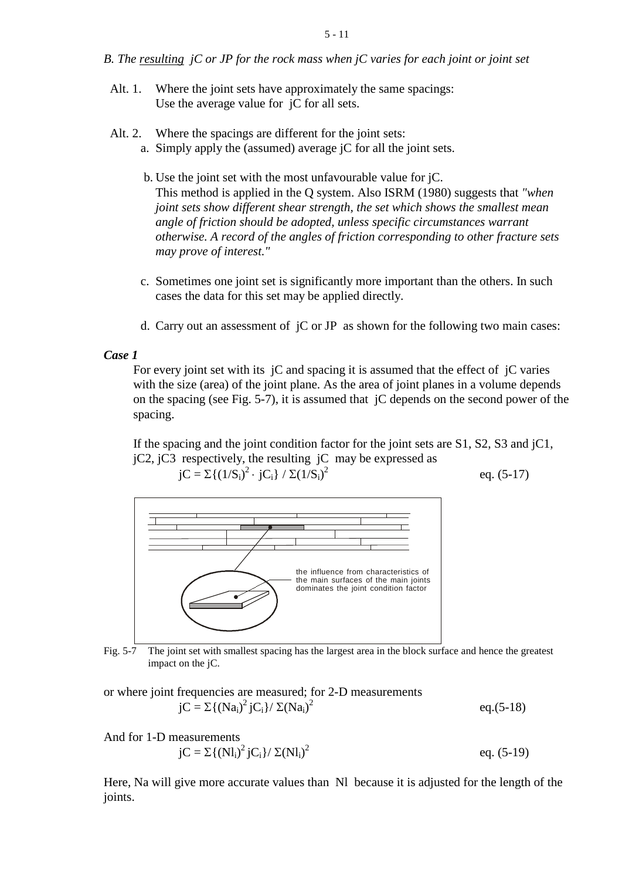*B. The <u>resulting</u> jC or JP for the rock mass when jC varies for each joint or joint set*

Alt. 1. Where the joint sets have approximately the same spacings:
Use the average value for jC for all sets.

Alt. 2. Where the spacings are different for the joint sets:

a. Simply apply the (assumed) average jC for all the joint sets.

b. Use the joint set with the most unfavourable value for jC.
This method is applied in the Q system. Also ISRM (1980) suggests that *"when joint sets show different shear strength, the set which shows the smallest mean angle of friction should be adopted, unless specific circumstances warrant otherwise. A record of the angles of friction corresponding to other fracture sets may prove of interest."*

c. Sometimes one joint set is significantly more important than the others. In such cases the data for this set may be applied directly.

d. Carry out an assessment of jC or JP as shown for the following two main cases:

***Case 1***

For every joint set with its jC and spacing it is assumed that the effect of jC varies with the size (area) of the joint plane. As the area of joint planes in a volume depends on the spacing (see Fig. 5-7), it is assumed that jC depends on the second power of the spacing.

If the spacing and the joint condition factor for the joint sets are S1, S2, S3 and jC1, jC2, jC3 respectively, the resulting jC may be expressed as

$$jC = \Sigma\{(1/S_i)^2 \cdot jC_i\} / \Sigma(1/S_i)^2 \qquad \text{eq. (5-17)}$$

the influence from characteristics of the main surfaces of the main joints dominates the joint condition factor

Fig. 5-7 The joint set with smallest spacing has the largest area in the block surface and hence the greatest impact on the jC.

or where joint frequencies are measured; for 2-D measurements

$$jC = \Sigma\{(Na_i)^2 jC_i\} / \Sigma(Na_i)^2 \qquad \text{eq.(5-18)}$$

And for 1-D measurements

$$jC = \Sigma\{(Nl_i)^2 jC_i\} / \Sigma(Nl_i)^2 \qquad \text{eq. (5-19)}$$

Here, Na will give more accurate values than Nl because it is adjusted for the length of the joints.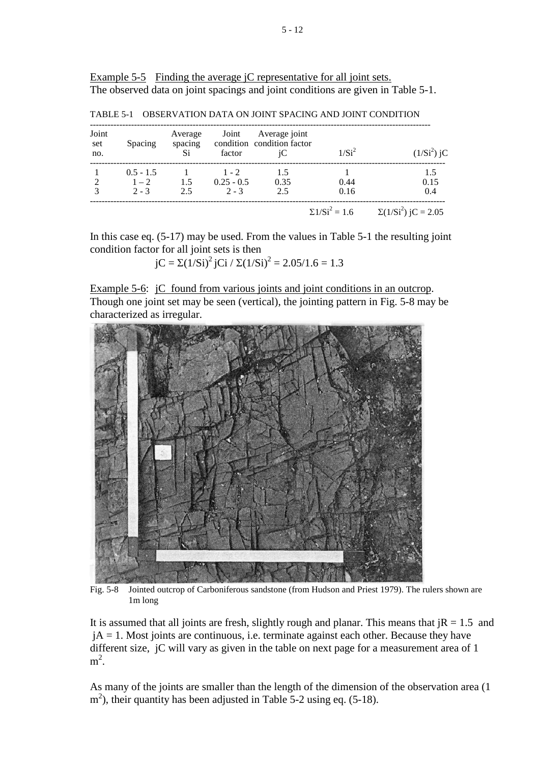Example 5-5 Finding the average jC representative for all joint sets.
The observed data on joint spacings and joint conditions are given in Table 5-1.

TABLE 5-1 OBSERVATION DATA ON JOINT SPACING AND JOINT CONDITION

| Joint set no. | Spacing | Average spacing Si | Joint condition factor | Average joint condition factor jC | $1/Si^2$ | $(1/Si^2)$ jC |
|---|---|---|---|---|---|---|
| 1 | 0.5 - 1.5 | 1 | 1 - 2 | 1.5 | 1 | 1.5 |
| 2 | 1 – 2 | 1.5 | 0.25 - 0.5 | 0.35 | 0.44 | 0.15 |
| 3 | 2 - 3 | 2.5 | 2 - 3 | 2.5 | 0.16 | 0.4 |
| | | | | | $\Sigma 1/Si^2 = 1.6$ | $\Sigma(1/Si^2)$ jC = 2.05 |

In this case eq. (5-17) may be used. From the values in Table 5-1 the resulting joint condition factor for all joint sets is then

$$jC = \Sigma(1/Si)^2 jCi / \Sigma(1/Si)^2 = 2.05/1.6 = 1.3$$

Example 5-6: jC found from various joints and joint conditions in an outcrop.
Though one joint set may be seen (vertical), the jointing pattern in Fig. 5-8 may be characterized as irregular.

Fig. 5-8 Jointed outcrop of Carboniferous sandstone (from Hudson and Priest 1979). The rulers shown are 1m long

It is assumed that all joints are fresh, slightly rough and planar. This means that jR = 1.5 and jA = 1. Most joints are continuous, i.e. terminate against each other. Because they have different size, jC will vary as given in the table on next page for a measurement area of 1 $m^2$.

As many of the joints are smaller than the length of the dimension of the observation area (1 $m^2$), their quantity has been adjusted in Table 5-2 using eq. (5-18).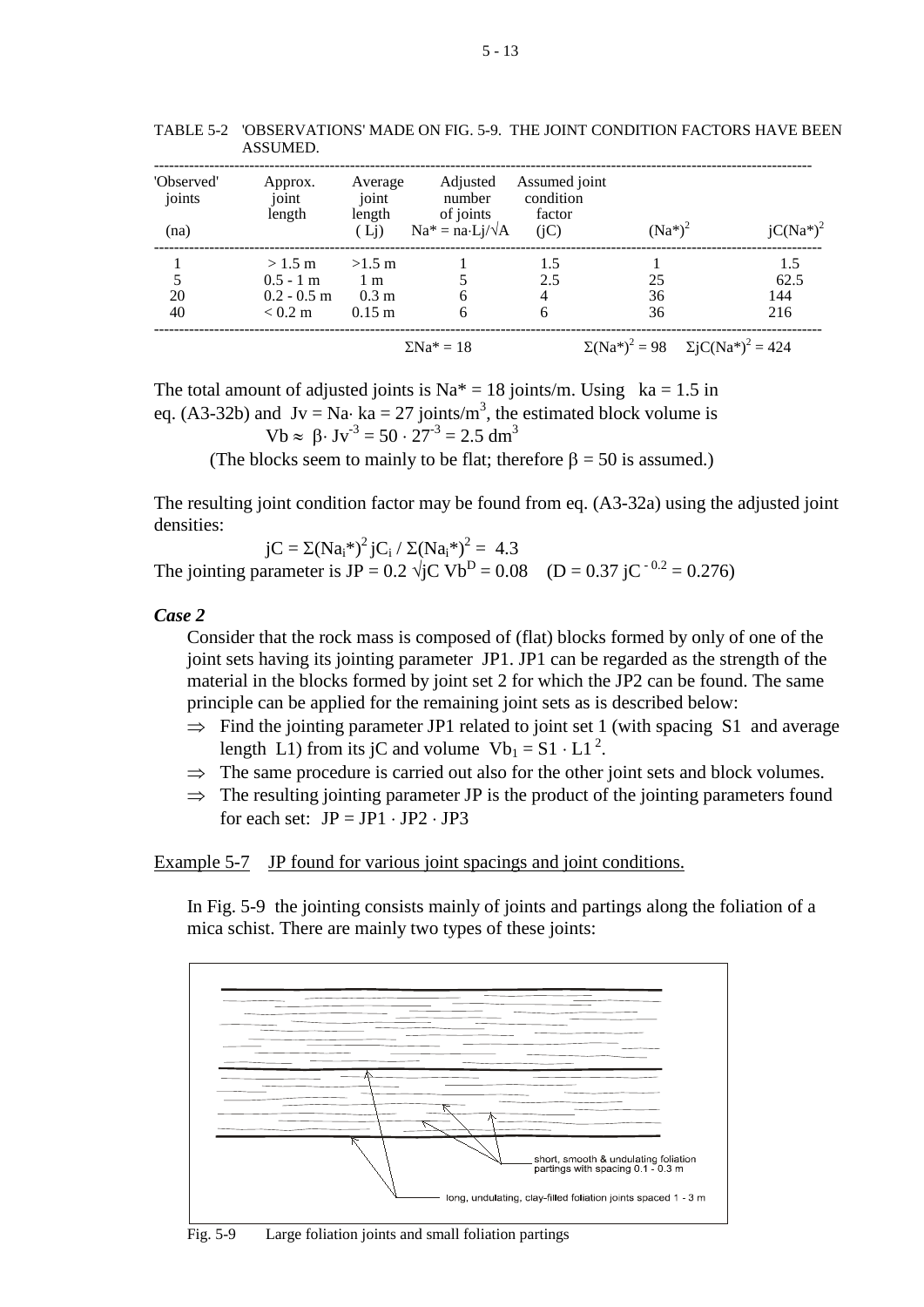TABLE 5-2 'OBSERVATIONS' MADE ON FIG. 5-9. THE JOINT CONDITION FACTORS HAVE BEEN ASSUMED.

| 'Observed' joints (na) | Approx. joint length | Average joint length ( Lj) | Adjusted number of joints $Na^* = na \cdot Lj/\sqrt{A}$ | Assumed joint condition factor (jC) | $(Na^*)^2$ | $jC(Na^*)^2$ |
|---|---|---|---|---|---|---|
| 1 | > 1.5 m | >1.5 m | 1 | 1.5 | 1 | 1.5 |
| 5 | 0.5 - 1 m | 1 m | 5 | 2.5 | 25 | 62.5 |
| 20 | 0.2 - 0.5 m | 0.3 m | 6 | 4 | 36 | 144 |
| 40 | < 0.2 m | 0.15 m | 6 | 6 | 36 | 216 |
| | | | $\Sigma Na^* = 18$ | | $\Sigma(Na^*)^2 = 98$ | $\Sigma jC(Na^*)^2 = 424$ |

The total amount of adjusted joints is $Na^* = 18$ joints/m. Using $ka = 1.5$ in eq. (A3-32b) and $Jv = Na \cdot ka = 27$ joints/m$^3$, the estimated block volume is

$$Vb \approx \beta \cdot Jv^{-3} = 50 \cdot 27^{-3} = 2.5 \text{ dm}^3$$

(The blocks seem to mainly to be flat; therefore $\beta = 50$ is assumed.)

The resulting joint condition factor may be found from eq. (A3-32a) using the adjusted joint densities:

$$jC = \Sigma(Na_i^*)^2 \, jC_i \, / \, \Sigma(Na_i^*)^2 = 4.3$$

The jointing parameter is $JP = 0.2 \sqrt{jC}\, Vb^D = 0.08$ $\quad (D = 0.37\, jC^{-0.2} = 0.276)$

***Case 2***

Consider that the rock mass is composed of (flat) blocks formed by only of one of the joint sets having its jointing parameter JP1. JP1 can be regarded as the strength of the material in the blocks formed by joint set 2 for which the JP2 can be found. The same principle can be applied for the remaining joint sets as is described below:

- ⇒ Find the jointing parameter JP1 related to joint set 1 (with spacing S1 and average length L1) from its jC and volume $Vb_1 = S1 \cdot L1^2$.
- ⇒ The same procedure is carried out also for the other joint sets and block volumes.
- ⇒ The resulting jointing parameter JP is the product of the jointing parameters found for each set: $JP = JP1 \cdot JP2 \cdot JP3$

Example 5-7 JP found for various joint spacings and joint conditions.

In Fig. 5-9 the jointing consists mainly of joints and partings along the foliation of a mica schist. There are mainly two types of these joints:

short, smooth & undulating foliation partings with spacing 0.1 - 0.3 m

long, undulating, clay-filled foliation joints spaced 1 - 3 m

Fig. 5-9 Large foliation joints and small foliation partings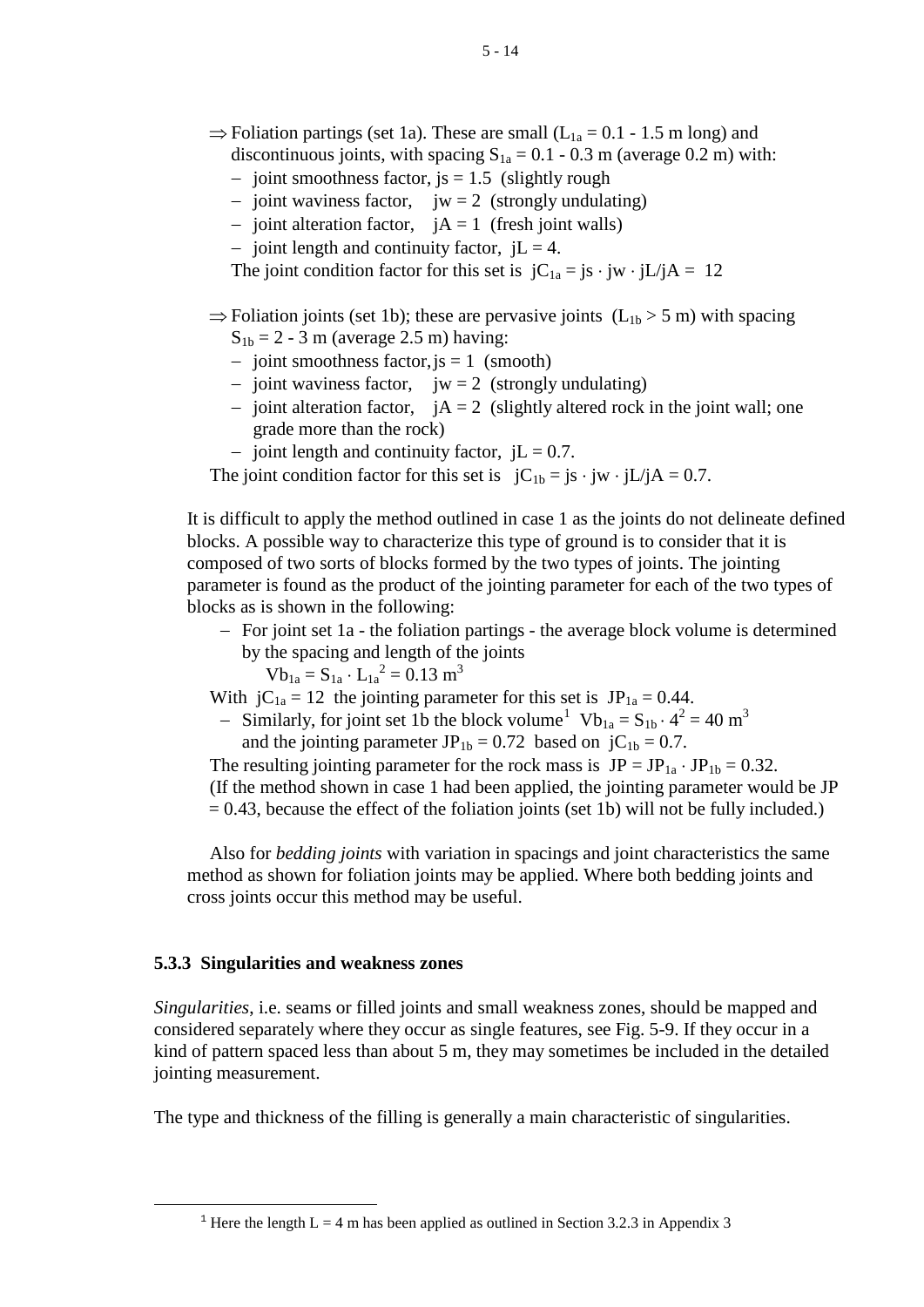- ⇒ Foliation partings (set 1a). These are small ($L_{1a}$ = 0.1 - 1.5 m long) and discontinuous joints, with spacing $S_{1a}$ = 0.1 - 0.3 m (average 0.2 m) with:
  - joint smoothness factor, js = 1.5 (slightly rough
  - joint waviness factor, jw = 2 (strongly undulating)
  - joint alteration factor, jA = 1 (fresh joint walls)
  - joint length and continuity factor, jL = 4.

  The joint condition factor for this set is $jC_{1a} = js \cdot jw \cdot jL/jA = 12$

- ⇒ Foliation joints (set 1b); these are pervasive joints ($L_{1b}$ > 5 m) with spacing $S_{1b}$ = 2 - 3 m (average 2.5 m) having:
  - joint smoothness factor, js = 1 (smooth)
  - joint waviness factor, jw = 2 (strongly undulating)
  - joint alteration factor, jA = 2 (slightly altered rock in the joint wall; one grade more than the rock)
  - joint length and continuity factor, jL = 0.7.

  The joint condition factor for this set is $jC_{1b} = js \cdot jw \cdot jL/jA = 0.7$.

It is difficult to apply the method outlined in case 1 as the joints do not delineate defined blocks. A possible way to characterize this type of ground is to consider that it is composed of two sorts of blocks formed by the two types of joints. The jointing parameter is found as the product of the jointing parameter for each of the two types of blocks as is shown in the following:

- For joint set 1a - the foliation partings - the average block volume is determined by the spacing and length of the joints

  $Vb_{1a} = S_{1a} \cdot L_{1a}^2 = 0.13\ m^3$

  With $jC_{1a} = 12$ the jointing parameter for this set is $JP_{1a} = 0.44$.
- Similarly, for joint set 1b the block volume[1] $Vb_{1a} = S_{1b} \cdot 4^2 = 40\ m^3$ and the jointing parameter $JP_{1b} = 0.72$ based on $jC_{1b} = 0.7$.

The resulting jointing parameter for the rock mass is $JP = JP_{1a} \cdot JP_{1b} = 0.32$.
(If the method shown in case 1 had been applied, the jointing parameter would be JP = 0.43, because the effect of the foliation joints (set 1b) will not be fully included.)

Also for *bedding joints* with variation in spacings and joint characteristics the same method as shown for foliation joints may be applied. Where both bedding joints and cross joints occur this method may be useful.

### 5.3.3 Singularities and weakness zones

*Singularities*, i.e. seams or filled joints and small weakness zones, should be mapped and considered separately where they occur as single features, see Fig. 5-9. If they occur in a kind of pattern spaced less than about 5 m, they may sometimes be included in the detailed jointing measurement.

The type and thickness of the filling is generally a main characteristic of singularities.

[1] Here the length L = 4 m has been applied as outlined in Section 3.2.3 in Appendix 3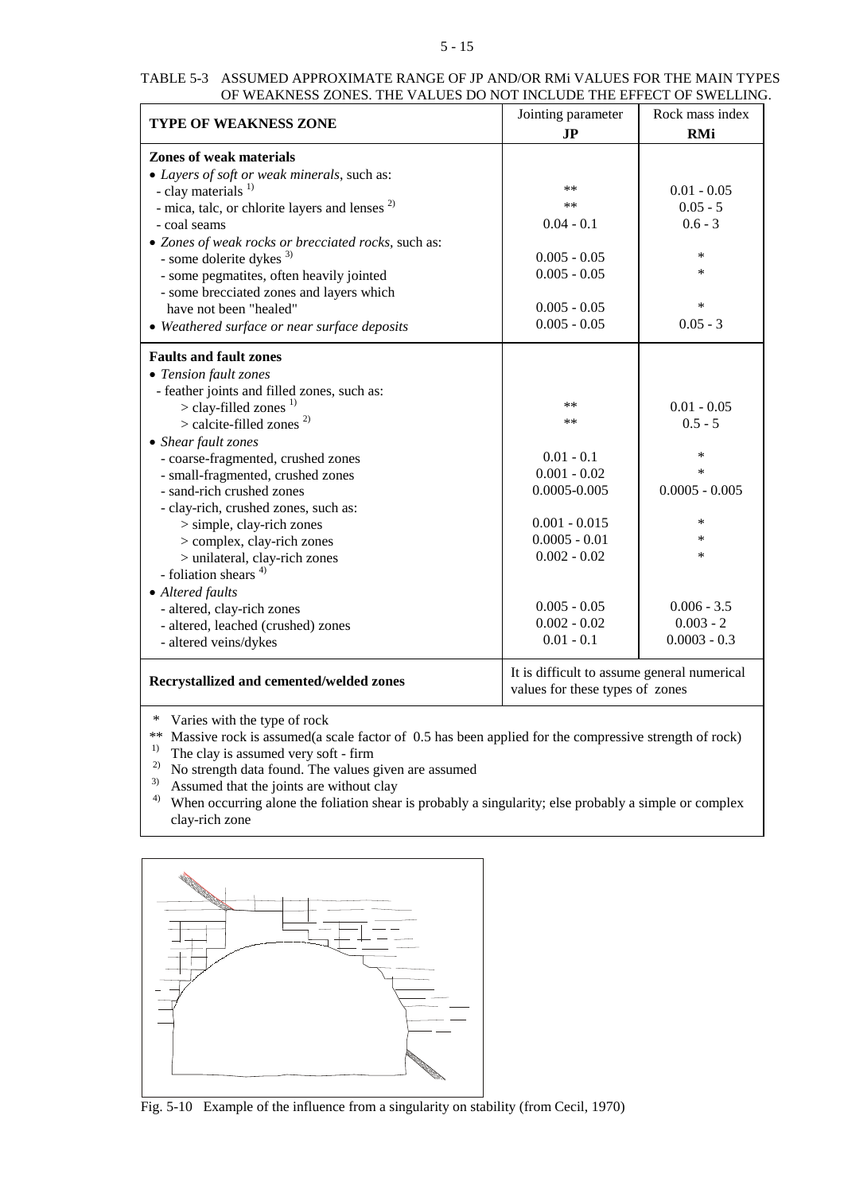TABLE 5-3 ASSUMED APPROXIMATE RANGE OF JP AND/OR RMi VALUES FOR THE MAIN TYPES OF WEAKNESS ZONES. THE VALUES DO NOT INCLUDE THE EFFECT OF SWELLING.

| TYPE OF WEAKNESS ZONE | Jointing parameter **JP** | Rock mass index **RMi** |
|---|---|---|
| **Zones of weak materials** | | |
| • *Layers of soft or weak minerals*, such as: | | |
| - clay materials [1] | ** | 0.01 - 0.05 |
| - mica, talc, or chlorite layers and lenses [2] | ** | 0.05 - 5 |
| - coal seams | 0.04 - 0.1 | 0.6 - 3 |
| • *Zones of weak rocks or brecciated rocks*, such as: | | |
| - some dolerite dykes [3] | 0.005 - 0.05 | * |
| - some pegmatites, often heavily jointed | 0.005 - 0.05 | * |
| - some brecciated zones and layers which have not been "healed" | 0.005 - 0.05 | * |
| • *Weathered surface or near surface deposits* | 0.005 - 0.05 | 0.05 - 3 |
| **Faults and fault zones** | | |
| • *Tension fault zones* | | |
| - feather joints and filled zones, such as: | | |
| > clay-filled zones [1] | ** | 0.01 - 0.05 |
| > calcite-filled zones [2] | ** | 0.5 - 5 |
| • *Shear fault zones* | | |
| - coarse-fragmented, crushed zones | 0.01 - 0.1 | * |
| - small-fragmented, crushed zones | 0.001 - 0.02 | * |
| - sand-rich crushed zones | 0.0005-0.005 | 0.0005 - 0.005 |
| - clay-rich, crushed zones, such as: | | |
| > simple, clay-rich zones | 0.001 - 0.015 | * |
| > complex, clay-rich zones | 0.0005 - 0.01 | * |
| > unilateral, clay-rich zones | 0.002 - 0.02 | * |
| - foliation shears [4] | | |
| • *Altered faults* | | |
| - altered, clay-rich zones | 0.005 - 0.05 | 0.006 - 3.5 |
| - altered, leached (crushed) zones | 0.002 - 0.02 | 0.003 - 2 |
| - altered veins/dykes | 0.01 - 0.1 | 0.0003 - 0.3 |
| **Recrystallized and cemented/welded zones** | It is difficult to assume general numerical values for these types of zones | |

\* Varies with the type of rock
\** Massive rock is assumed(a scale factor of 0.5 has been applied for the compressive strength of rock)
[1] The clay is assumed very soft - firm
[2] No strength data found. The values given are assumed
[3] Assumed that the joints are without clay
[4] When occurring alone the foliation shear is probably a singularity; else probably a simple or complex clay-rich zone

Fig. 5-10 Example of the influence from a singularity on stability (from Cecil, 1970)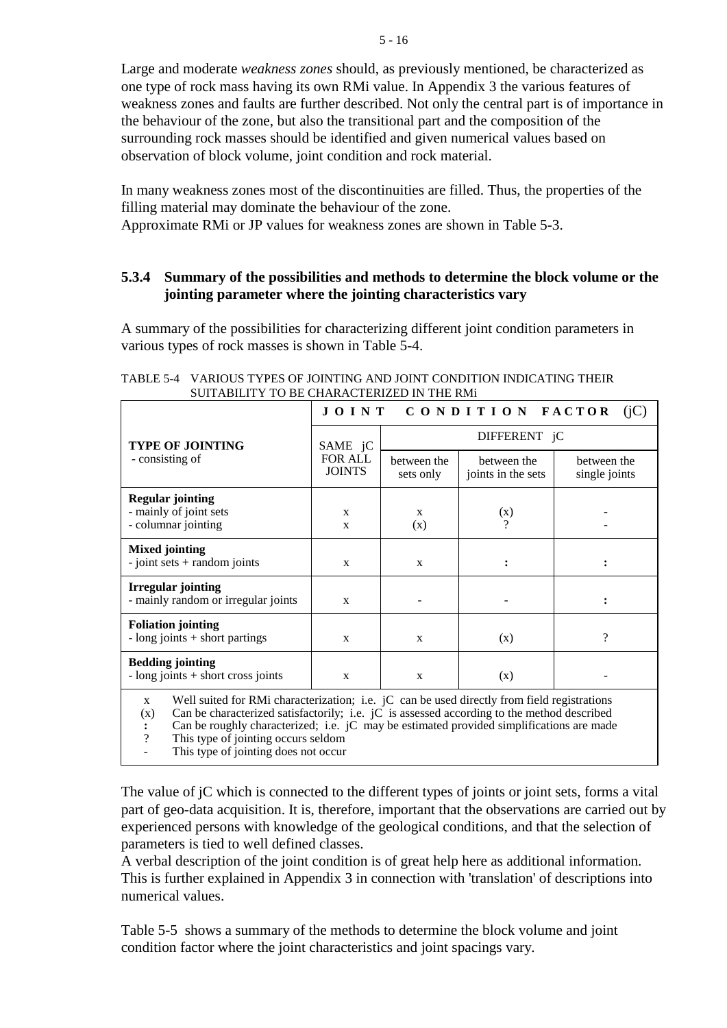Large and moderate *weakness zones* should, as previously mentioned, be characterized as one type of rock mass having its own RMi value. In Appendix 3 the various features of weakness zones and faults are further described. Not only the central part is of importance in the behaviour of the zone, but also the transitional part and the composition of the surrounding rock masses should be identified and given numerical values based on observation of block volume, joint condition and rock material.

In many weakness zones most of the discontinuities are filled. Thus, the properties of the filling material may dominate the behaviour of the zone.
Approximate RMi or JP values for weakness zones are shown in Table 5-3.

### 5.3.4 Summary of the possibilities and methods to determine the block volume or the jointing parameter where the jointing characteristics vary

A summary of the possibilities for characterizing different joint condition parameters in various types of rock masses is shown in Table 5-4.

TABLE 5-4 VARIOUS TYPES OF JOINTING AND JOINT CONDITION INDICATING THEIR SUITABILITY TO BE CHARACTERIZED IN THE RMi

| TYPE OF JOINTING - consisting of | JOINT CONDITION FACTOR (jC) | | | |
|---|---|---|---|---|
| | SAME jC FOR ALL JOINTS | DIFFERENT jC | | |
| | | between the sets only | between the joints in the sets | between the single joints |
| **Regular jointing** - mainly of joint sets | x | x | (x) | - |
| - columnar jointing | x | (x) | ? | - |
| **Mixed jointing** - joint sets + random joints | x | x | : | : |
| **Irregular jointing** - mainly random or irregular joints | x | - | - | : |
| **Foliation jointing** - long joints + short partings | x | x | (x) | ? |
| **Bedding jointing** - long joints + short cross joints | x | x | (x) | - |

x Well suited for RMi characterization; i.e. jC can be used directly from field registrations
(x) Can be characterized satisfactorily; i.e. jC is assessed according to the method described
**:** Can be roughly characterized; i.e. jC may be estimated provided simplifications are made
? This type of jointing occurs seldom
\- This type of jointing does not occur

The value of jC which is connected to the different types of joints or joint sets, forms a vital part of geo-data acquisition. It is, therefore, important that the observations are carried out by experienced persons with knowledge of the geological conditions, and that the selection of parameters is tied to well defined classes.
A verbal description of the joint condition is of great help here as additional information. This is further explained in Appendix 3 in connection with 'translation' of descriptions into numerical values.

Table 5-5 shows a summary of the methods to determine the block volume and joint condition factor where the joint characteristics and joint spacings vary.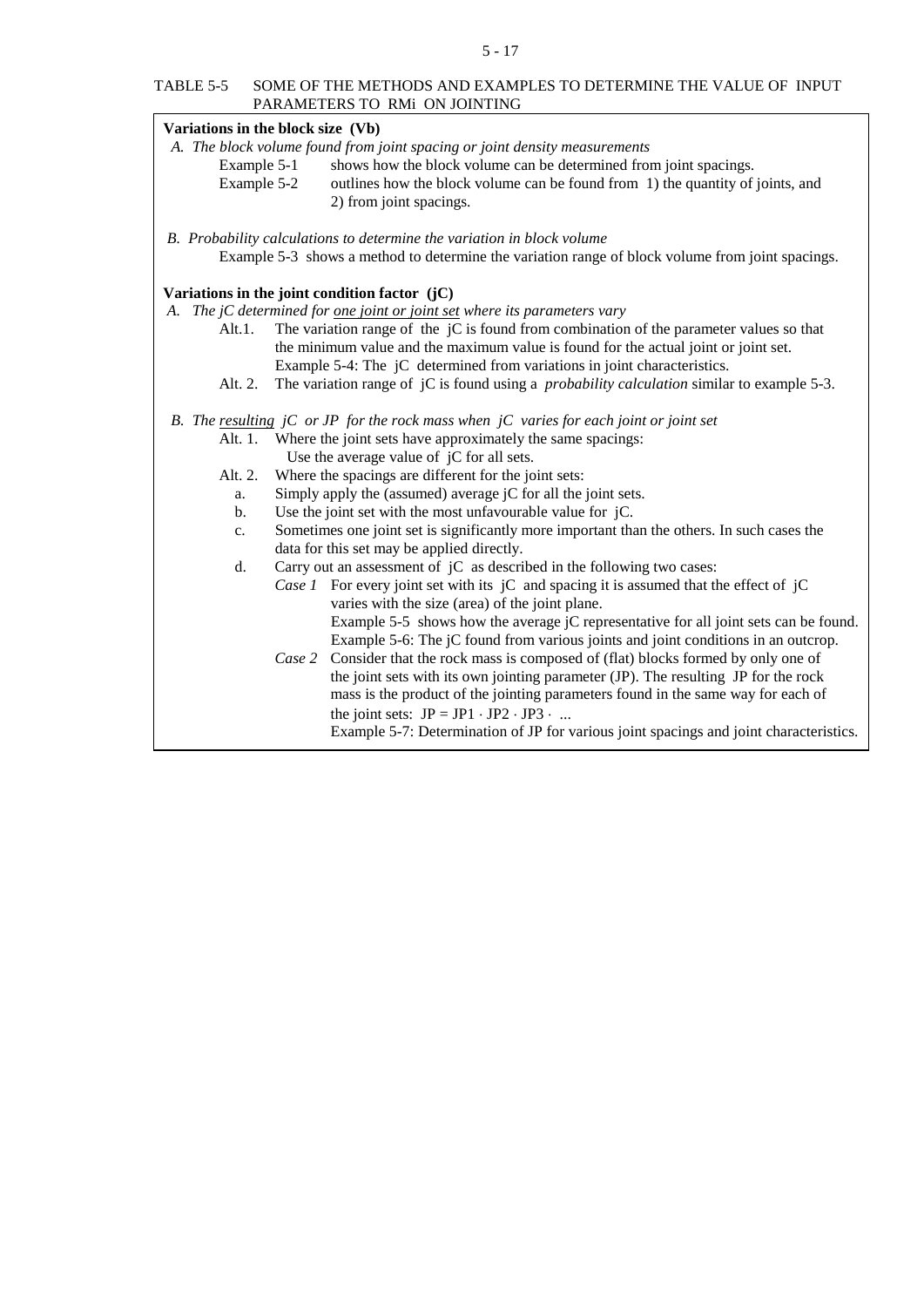TABLE 5-5 SOME OF THE METHODS AND EXAMPLES TO DETERMINE THE VALUE OF INPUT PARAMETERS TO RMi ON JOINTING

**Variations in the block size (Vb)**

*A. The block volume found from joint spacing or joint density measurements*

Example 5-1 shows how the block volume can be determined from joint spacings.

Example 5-2 outlines how the block volume can be found from 1) the quantity of joints, and 2) from joint spacings.

*B. Probability calculations to determine the variation in block volume*

Example 5-3 shows a method to determine the variation range of block volume from joint spacings.

**Variations in the joint condition factor (jC)**

*A. The jC determined for <u>one joint or joint set</u> where its parameters vary*

- Alt.1. The variation range of the jC is found from combination of the parameter values so that the minimum value and the maximum value is found for the actual joint or joint set. Example 5-4: The jC determined from variations in joint characteristics.
- Alt. 2. The variation range of jC is found using a *probability calculation* similar to example 5-3.

*B. The <u>resulting</u> jC or JP for the rock mass when jC varies for each joint or joint set*

- Alt. 1. Where the joint sets have approximately the same spacings: Use the average value of jC for all sets.
- Alt. 2. Where the spacings are different for the joint sets:
  - a. Simply apply the (assumed) average jC for all the joint sets.
  - b. Use the joint set with the most unfavourable value for jC.
  - c. Sometimes one joint set is significantly more important than the others. In such cases the data for this set may be applied directly.
  - d. Carry out an assessment of jC as described in the following two cases:
    - *Case 1* For every joint set with its jC and spacing it is assumed that the effect of jC varies with the size (area) of the joint plane.
      Example 5-5 shows how the average jC representative for all joint sets can be found.
      Example 5-6: The jC found from various joints and joint conditions in an outcrop.
    - *Case 2* Consider that the rock mass is composed of (flat) blocks formed by only one of the joint sets with its own jointing parameter (JP). The resulting JP for the rock mass is the product of the jointing parameters found in the same way for each of the joint sets: $JP = JP1 \cdot JP2 \cdot JP3 \cdot \ ...$
      Example 5-7: Determination of JP for various joint spacings and joint characteristics.